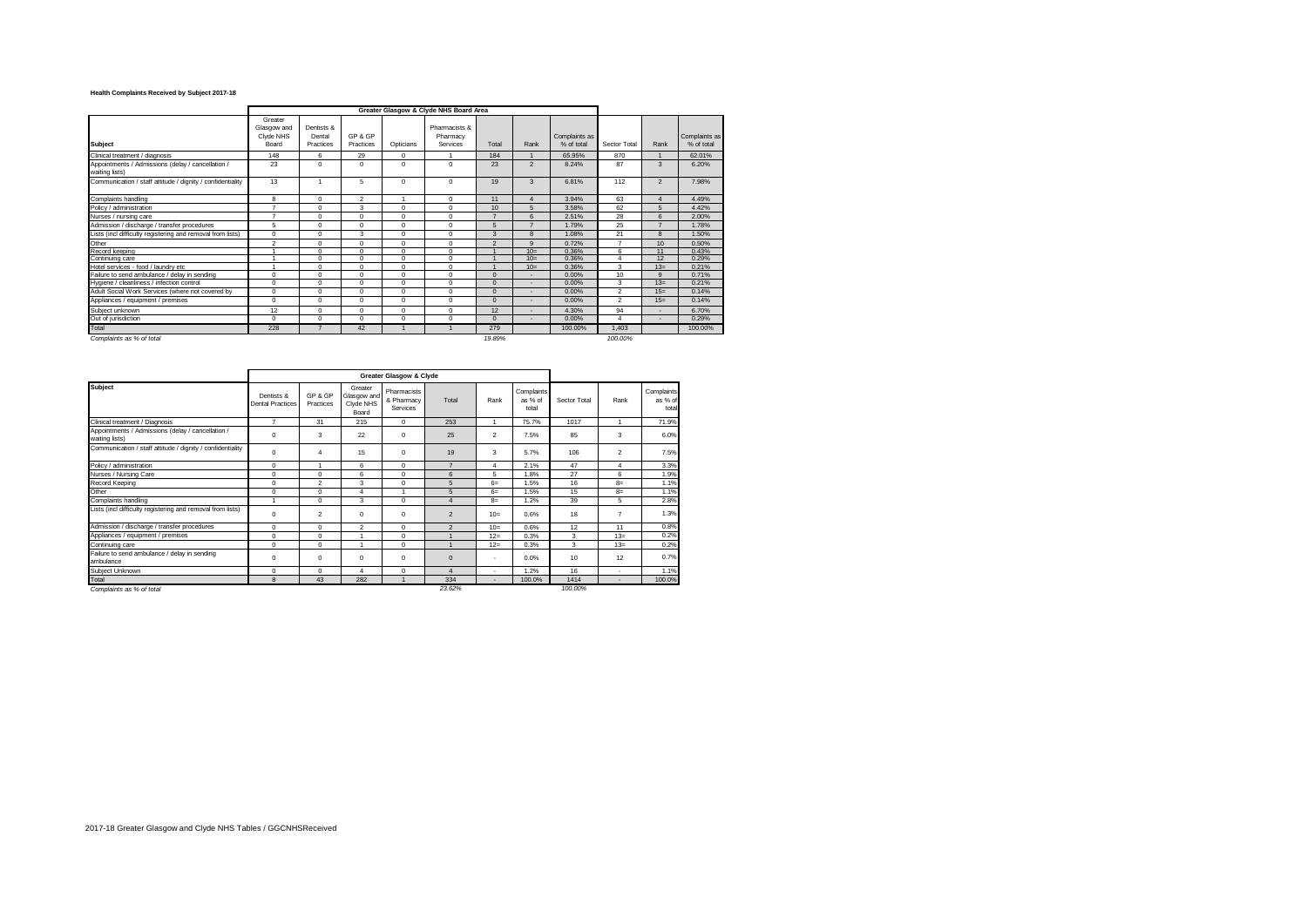**Health Complaints Received by Subject 2017-18**

| | Greater Glasgow & Clyde NHS Board Area | | | | | | | | | | |
|---|---|---|---|---|---|---|---|---|---|---|---|
| **Subject** | Greater Glasgow and Clyde NHS Board | Dentists & Dental Practices | GP & GP Practices | Opticians | Pharmacists & Pharmacy Services | Total | Rank | Complaints as % of total | Sector Total | Rank | Complaints as % of total |
| Clinical treatment / diagnosis | 148 | 6 | 29 | 0 | 1 | 184 | 1 | 65.95% | 870 | 1 | 62.01% |
| Appointments / Admissions (delay / cancellation / waiting lists) | 23 | 0 | 0 | 0 | 0 | 23 | 2 | 8.24% | 87 | 3 | 6.20% |
| Communication / staff attitude / dignity / confidentiality | 13 | 1 | 5 | 0 | 0 | 19 | 3 | 6.81% | 112 | 2 | 7.98% |
| Complaints handling | 8 | 0 | 2 | 1 | 0 | 11 | 4 | 3.94% | 63 | 4 | 4.49% |
| Policy / administration | 7 | 0 | 3 | 0 | 0 | 10 | 5 | 3.58% | 62 | 5 | 4.42% |
| Nurses / nursing care | 7 | 0 | 0 | 0 | 0 | 7 | 6 | 2.51% | 28 | 6 | 2.00% |
| Admission / discharge / transfer procedures | 5 | 0 | 0 | 0 | 0 | 5 | 7 | 1.79% | 25 | 7 | 1.78% |
| Lists (incl difficulty registering and removal from lists) | 0 | 0 | 3 | 0 | 0 | 3 | 8 | 1.08% | 21 | 8 | 1.50% |
| Other | 2 | 0 | 0 | 0 | 0 | 2 | 9 | 0.72% | 7 | 10 | 0.50% |
| Record keeping | 1 | 0 | 0 | 0 | 0 | 1 | 10= | 0.36% | 6 | 11 | 0.43% |
| Continuing care | 1 | 0 | 0 | 0 | 0 | 1 | 10= | 0.36% | 4 | 12 | 0.29% |
| Hotel services - food / laundry etc | 1 | 0 | 0 | 0 | 0 | 1 | 10= | 0.36% | 3 | 13= | 0.21% |
| Failure to send ambulance / delay in sending | 0 | 0 | 0 | 0 | 0 | 0 | - | 0.00% | 10 | 9 | 0.71% |
| Hygiene / cleanliness / infection control | 0 | 0 | 0 | 0 | 0 | 0 | - | 0.00% | 3 | 13= | 0.21% |
| Adult Social Work Services (where not covered by | 0 | 0 | 0 | 0 | 0 | 0 | - | 0.00% | 2 | 15= | 0.14% |
| Appliances / equipment / premises | 0 | 0 | 0 | 0 | 0 | 0 | - | 0.00% | 2 | 15= | 0.14% |
| Subject unknown | 12 | 0 | 0 | 0 | 0 | 12 | - | 4.30% | 94 | - | 6.70% |
| Out of jurisdiction | 0 | 0 | 0 | 0 | 0 | 0 | - | 0.00% | 4 | - | 0.29% |
| Total | 228 | 7 | 42 | 1 | 1 | 279 | | 100.00% | 1,403 | | 100.00% |
| *Complaints as % of total* | | | | | | *19.89%* | | | *100.00%* | | |

| | Greater Glasgow & Clyde | | | | | | | | | |
|---|---|---|---|---|---|---|---|---|---|---|
| **Subject** | Dentists & Dental Practices | GP & GP Practices | Greater Glasgow and Clyde NHS Board | Pharmacists & Pharmacy Services | Total | Rank | Complaints as % of total | Sector Total | Rank | Complaints as % of total |
| Clinical treatment / Diagnosis | 7 | 31 | 215 | 0 | 253 | 1 | 75.7% | 1017 | 1 | 71.9% |
| Appointments / Admissions (delay / cancellation / waiting lists) | 0 | 3 | 22 | 0 | 25 | 2 | 7.5% | 85 | 3 | 6.0% |
| Communication / staff attitude / dignity / confidentiality | 0 | 4 | 15 | 0 | 19 | 3 | 5.7% | 106 | 2 | 7.5% |
| Policy / administration | 0 | 1 | 6 | 0 | 7 | 4 | 2.1% | 47 | 4 | 3.3% |
| Nurses / Nursing Care | 0 | 0 | 6 | 0 | 6 | 5 | 1.8% | 27 | 6 | 1.9% |
| Record Keeping | 0 | 2 | 3 | 0 | 5 | 6= | 1.5% | 16 | 8= | 1.1% |
| Other | 0 | 0 | 4 | 1 | 5 | 6= | 1.5% | 15 | 8= | 1.1% |
| Complaints handling | 1 | 0 | 3 | 0 | 4 | 8= | 1.2% | 39 | 5 | 2.8% |
| Lists (incl difficulty registering and removal from lists) | 0 | 2 | 0 | 0 | 2 | 10= | 0.6% | 18 | 7 | 1.3% |
| Admission / discharge / transfer procedures | 0 | 0 | 2 | 0 | 2 | 10= | 0.6% | 12 | 11 | 0.8% |
| Appliances / equipment / premises | 0 | 0 | 1 | 0 | 1 | 12= | 0.3% | 3 | 13= | 0.2% |
| Continuing care | 0 | 0 | 1 | 0 | 1 | 12= | 0.3% | 3 | 13= | 0.2% |
| Failure to send ambulance / delay in sending ambulance | 0 | 0 | 0 | 0 | 0 | - | 0.0% | 10 | 12 | 0.7% |
| Subject Unknown | 0 | 0 | 4 | 0 | 4 | - | 1.2% | 16 | - | 1.1% |
| Total | 8 | 43 | 282 | 1 | 334 | - | 100.0% | 1414 | - | 100.0% |
| *Complaints as % of total* | | | | | *23.62%* | | | *100.00%* | | |

2017-18 Greater Glasgow and Clyde NHS Tables / GGCNHSReceived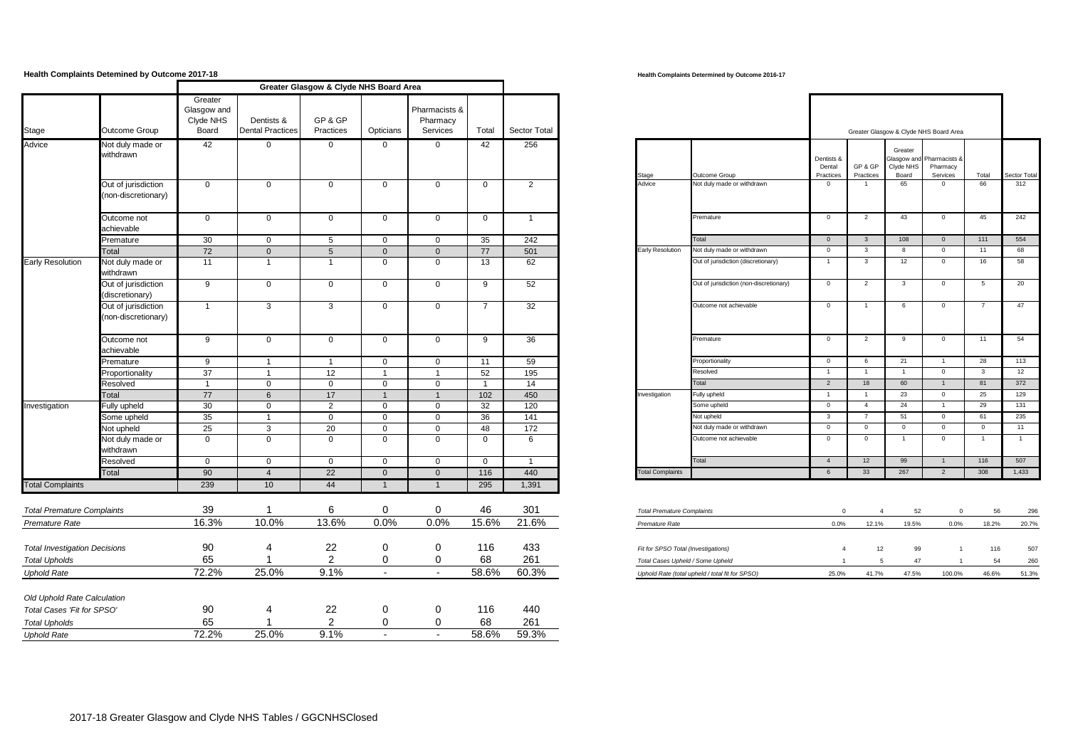**Health Complaints Detemined by Outcome 2017-18**

| Stage | Outcome Group | Greater Glasgow & Clyde NHS Board Area | | | | | | Sector Total |
|---|---|---|---|---|---|---|---|---|
| | | Greater Glasgow and Clyde NHS Board | Dentists & Dental Practices | GP & GP Practices | Opticians | Pharmacists & Pharmacy Services | Total | |
| Advice | Not duly made or withdrawn | 42 | 0 | 0 | 0 | 0 | 42 | 256 |
| | Out of jurisdiction (non-discretionary) | 0 | 0 | 0 | 0 | 0 | 0 | 2 |
| | Outcome not achievable | 0 | 0 | 0 | 0 | 0 | 0 | 1 |
| | Premature | 30 | 0 | 5 | 0 | 0 | 35 | 242 |
| | Total | 72 | 0 | 5 | 0 | 0 | 77 | 501 |
| Early Resolution | Not duly made or withdrawn | 11 | 1 | 1 | 0 | 0 | 13 | 62 |
| | Out of jurisdiction (discretionary) | 9 | 0 | 0 | 0 | 0 | 9 | 52 |
| | Out of jurisdiction (non-discretionary) | 1 | 3 | 3 | 0 | 0 | 7 | 32 |
| | Outcome not achievable | 9 | 0 | 0 | 0 | 0 | 9 | 36 |
| | Premature | 9 | 1 | 1 | 0 | 0 | 11 | 59 |
| | Proportionality | 37 | 1 | 12 | 1 | 1 | 52 | 195 |
| | Resolved | 1 | 0 | 0 | 0 | 0 | 1 | 14 |
| | Total | 77 | 6 | 17 | 1 | 1 | 102 | 450 |
| Investigation | Fully upheld | 30 | 0 | 2 | 0 | 0 | 32 | 120 |
| | Some upheld | 35 | 1 | 0 | 0 | 0 | 36 | 141 |
| | Not upheld | 25 | 3 | 20 | 0 | 0 | 48 | 172 |
| | Not duly made or withdrawn | 0 | 0 | 0 | 0 | 0 | 0 | 6 |
| | Resolved | 0 | 0 | 0 | 0 | 0 | 0 | 1 |
| | Total | 90 | 4 | 22 | 0 | 0 | 116 | 440 |
| Total Complaints | | 239 | 10 | 44 | 1 | 1 | 295 | 1,391 |

| | Greater Glasgow and Clyde NHS Board | Dentists & Dental Practices | GP & GP Practices | Opticians | Pharmacists & Pharmacy Services | Total | Sector Total |
|---|---|---|---|---|---|---|---|
| *Total Premature Complaints* | 39 | 1 | 6 | 0 | 0 | 46 | 301 |
| *Premature Rate* | 16.3% | 10.0% | 13.6% | 0.0% | 0.0% | 15.6% | 21.6% |
| *Total Investigation Decisions* | 90 | 4 | 22 | 0 | 0 | 116 | 433 |
| *Total Upholds* | 65 | 1 | 2 | 0 | 0 | 68 | 261 |
| *Uphold Rate* | 72.2% | 25.0% | 9.1% | - | - | 58.6% | 60.3% |
| *Old Uphold Rate Calculation* | | | | | | | |
| *Total Cases 'Fit for SPSO'* | 90 | 4 | 22 | 0 | 0 | 116 | 440 |
| *Total Upholds* | 65 | 1 | 2 | 0 | 0 | 68 | 261 |
| *Uphold Rate* | 72.2% | 25.0% | 9.1% | - | - | 58.6% | 59.3% |

**Health Complaints Determined by Outcome 2016-17**

| Stage | Outcome Group | Greater Glasgow & Clyde NHS Board Area | | | | | Sector Total |
|---|---|---|---|---|---|---|---|
| | | Dentists & Dental Practices | GP & GP Practices | Greater Glasgow and Clyde NHS Board | Pharmacists & Pharmacy Services | Total | |
| Advice | Not duly made or withdrawn | 0 | 1 | 65 | 0 | 66 | 312 |
| | Premature | 0 | 2 | 43 | 0 | 45 | 242 |
| | Total | 0 | 3 | 108 | 0 | 111 | 554 |
| Early Resolution | Not duly made or withdrawn | 0 | 3 | 8 | 0 | 11 | 68 |
| | Out of jurisdiction (discretionary) | 1 | 3 | 12 | 0 | 16 | 58 |
| | Out of jurisdiction (non-discretionary) | 0 | 2 | 3 | 0 | 5 | 20 |
| | Outcome not achievable | 0 | 1 | 6 | 0 | 7 | 47 |
| | Premature | 0 | 2 | 9 | 0 | 11 | 54 |
| | Proportionality | 0 | 6 | 21 | 1 | 28 | 113 |
| | Resolved | 1 | 1 | 1 | 0 | 3 | 12 |
| | Total | 2 | 18 | 60 | 1 | 81 | 372 |
| Investigation | Fully upheld | 1 | 1 | 23 | 0 | 25 | 129 |
| | Some upheld | 0 | 4 | 24 | 1 | 29 | 131 |
| | Not upheld | 3 | 7 | 51 | 0 | 61 | 235 |
| | Not duly made or withdrawn | 0 | 0 | 0 | 0 | 0 | 11 |
| | Outcome not achievable | 0 | 0 | 1 | 0 | 1 | 1 |
| | Total | 4 | 12 | 99 | 1 | 116 | 507 |
| Total Complaints | | 6 | 33 | 267 | 2 | 308 | 1,433 |

| | Dentists & Dental Practices | GP & GP Practices | Greater Glasgow and Clyde NHS Board | Pharmacists & Pharmacy Services | Total | Sector Total |
|---|---|---|---|---|---|---|
| *Total Premature Complaints* | 0 | 4 | 52 | 0 | 56 | 296 |
| *Premature Rate* | 0.0% | 12.1% | 19.5% | 0.0% | 18.2% | 20.7% |
| *Fit for SPSO Total (Investigations)* | 4 | 12 | 99 | 1 | 116 | 507 |
| *Total Cases Upheld / Some Upheld* | 1 | 5 | 47 | 1 | 54 | 260 |
| *Uphold Rate (total upheld / total fit for SPSO)* | 25.0% | 41.7% | 47.5% | 100.0% | 46.6% | 51.3% |

2017-18 Greater Glasgow and Clyde NHS Tables / GGCNHSClosed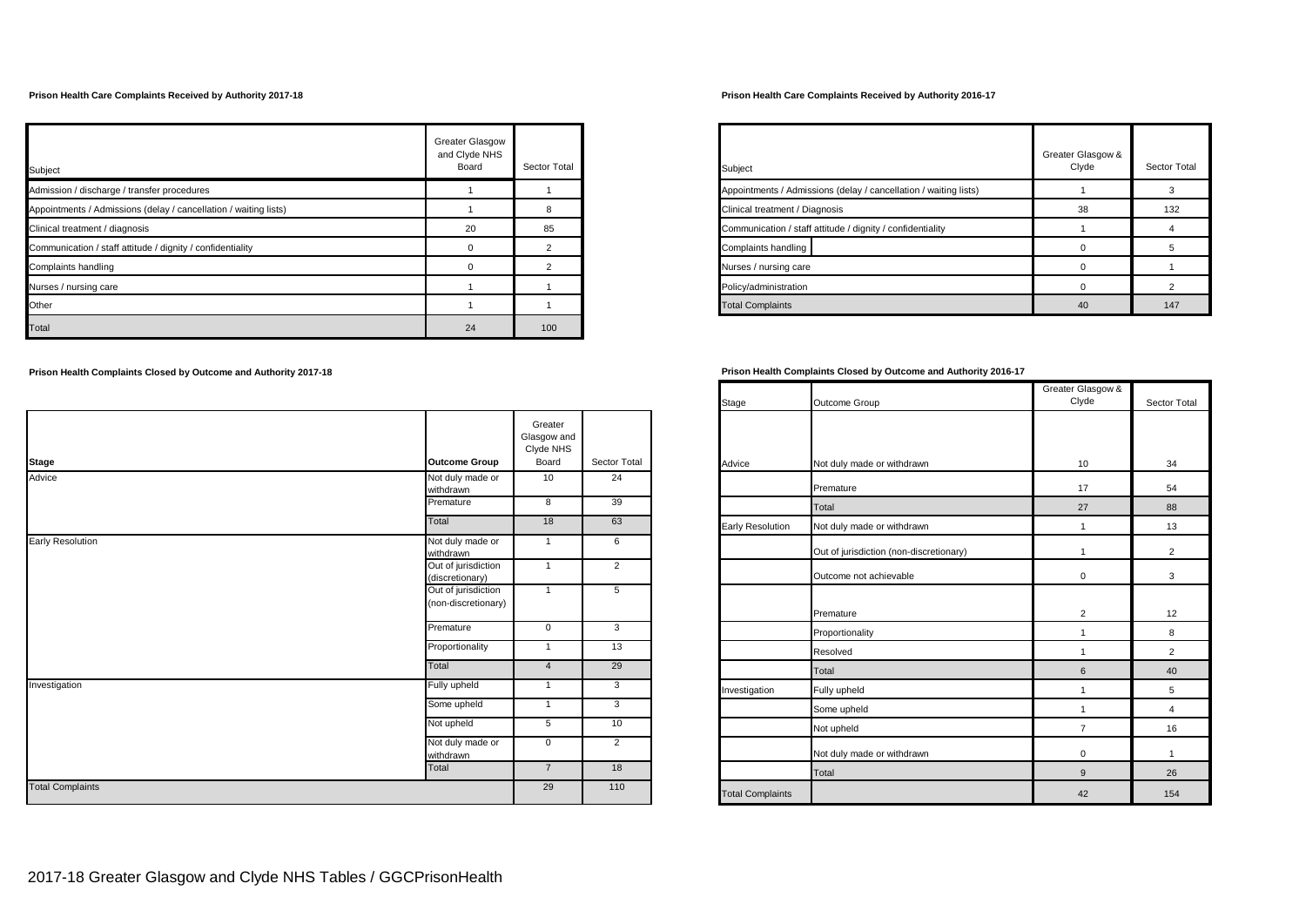**Prison Health Care Complaints Received by Authority 2017-18**

| Subject | Greater Glasgow and Clyde NHS Board | Sector Total |
|---|---|---|
| Admission / discharge / transfer procedures | 1 | 1 |
| Appointments / Admissions (delay / cancellation / waiting lists) | 1 | 8 |
| Clinical treatment / diagnosis | 20 | 85 |
| Communication / staff attitude / dignity / confidentiality | 0 | 2 |
| Complaints handling | 0 | 2 |
| Nurses / nursing care | 1 | 1 |
| Other | 1 | 1 |
| Total | 24 | 100 |

**Prison Health Care Complaints Received by Authority 2016-17**

| Subject | Greater Glasgow & Clyde | Sector Total |
|---|---|---|
| Appointments / Admissions (delay / cancellation / waiting lists) | 1 | 3 |
| Clinical treatment / Diagnosis | 38 | 132 |
| Communication / staff attitude / dignity / confidentiality | 1 | 4 |
| Complaints handling | 0 | 5 |
| Nurses / nursing care | 0 | 1 |
| Policy/administration | 0 | 2 |
| Total Complaints | 40 | 147 |

**Prison Health Complaints Closed by Outcome and Authority 2017-18**

| Stage | Outcome Group | Greater Glasgow and Clyde NHS Board | Sector Total |
|---|---|---|---|
| Advice | Not duly made or withdrawn | 10 | 24 |
| | Premature | 8 | 39 |
| | Total | 18 | 63 |
| Early Resolution | Not duly made or withdrawn | 1 | 6 |
| | Out of jurisdiction (discretionary) | 1 | 2 |
| | Out of jurisdiction (non-discretionary) | 1 | 5 |
| | Premature | 0 | 3 |
| | Proportionality | 1 | 13 |
| | Total | 4 | 29 |
| Investigation | Fully upheld | 1 | 3 |
| | Some upheld | 1 | 3 |
| | Not upheld | 5 | 10 |
| | Not duly made or withdrawn | 0 | 2 |
| | Total | 7 | 18 |
| Total Complaints | | 29 | 110 |

**Prison Health Complaints Closed by Outcome and Authority 2016-17**

| Stage | Outcome Group | Greater Glasgow & Clyde | Sector Total |
|---|---|---|---|
| Advice | Not duly made or withdrawn | 10 | 34 |
| | Premature | 17 | 54 |
| | Total | 27 | 88 |
| Early Resolution | Not duly made or withdrawn | 1 | 13 |
| | Out of jurisdiction (non-discretionary) | 1 | 2 |
| | Outcome not achievable | 0 | 3 |
| | Premature | 2 | 12 |
| | Proportionality | 1 | 8 |
| | Resolved | 1 | 2 |
| | Total | 6 | 40 |
| Investigation | Fully upheld | 1 | 5 |
| | Some upheld | 1 | 4 |
| | Not upheld | 7 | 16 |
| | Not duly made or withdrawn | 0 | 1 |
| | Total | 9 | 26 |
| Total Complaints | | 42 | 154 |

2017-18 Greater Glasgow and Clyde NHS Tables / GGCPrisonHealth